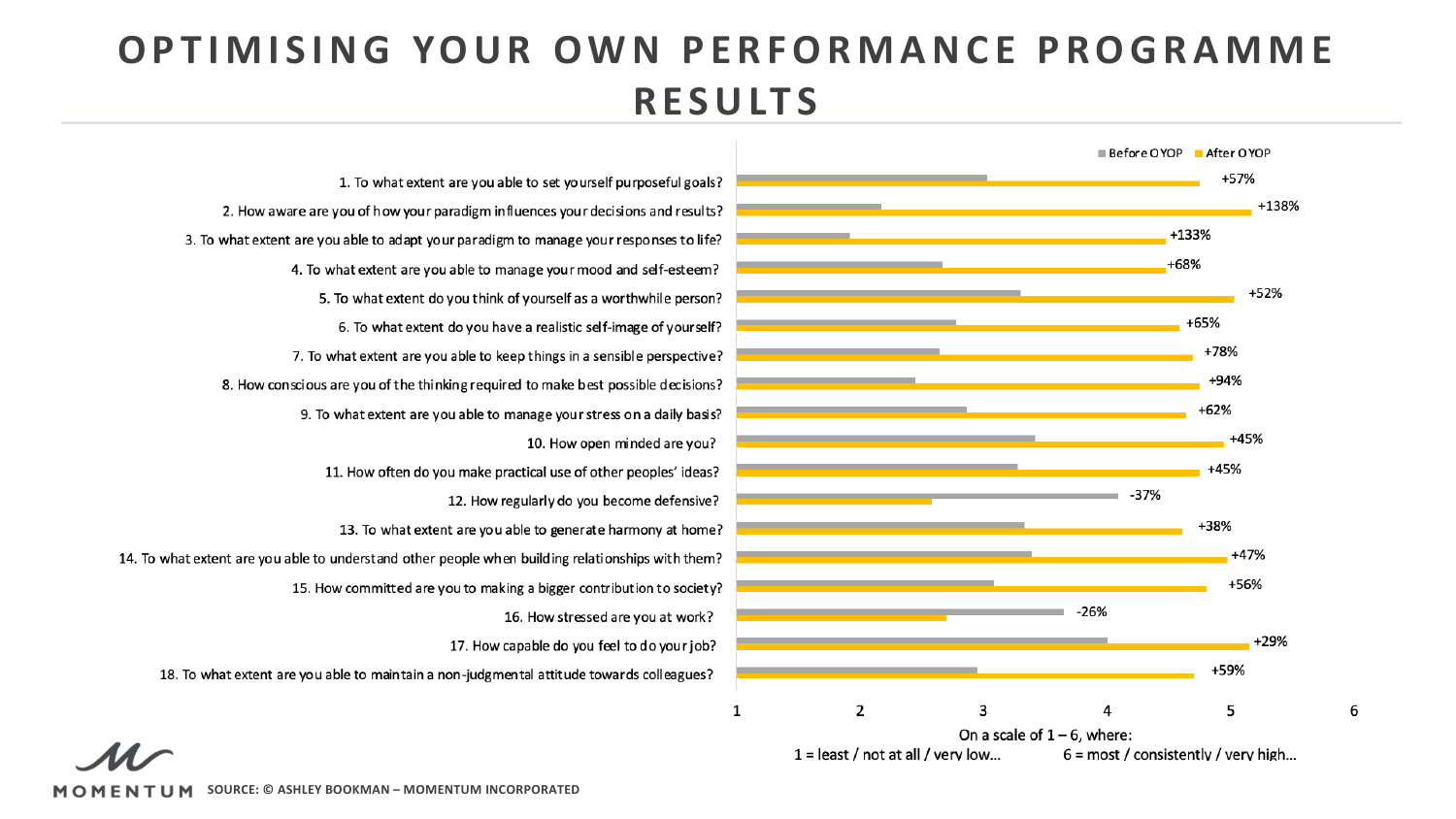# OPTIMISING YOUR OWN PERFORMANCE PROGRAMME RESULTS

Before OYOP | After OYOP

| Question | Change |
| --- | --- |
| 1. To what extent are you able to set yourself purposeful goals? | +57% |
| 2. How aware are you of how your paradigm influences your decisions and results? | +138% |
| 3. To what extent are you able to adapt your paradigm to manage your responses to life? | +133% |
| 4. To what extent are you able to manage your mood and self-esteem? | +68% |
| 5. To what extent do you think of yourself as a worthwhile person? | +52% |
| 6. To what extent do you have a realistic self-image of yourself? | +65% |
| 7. To what extent are you able to keep things in a sensible perspective? | +78% |
| 8. How conscious are you of the thinking required to make best possible decisions? | +94% |
| 9. To what extent are you able to manage your stress on a daily basis? | +62% |
| 10. How open minded are you? | +45% |
| 11. How often do you make practical use of other peoples' ideas? | +45% |
| 12. How regularly do you become defensive? | -37% |
| 13. To what extent are you able to generate harmony at home? | +38% |
| 14. To what extent are you able to understand other people when building relationships with them? | +47% |
| 15. How committed are you to making a bigger contribution to society? | +56% |
| 16. How stressed are you at work? | -26% |
| 17. How capable do you feel to do your job? | +29% |
| 18. To what extent are you able to maintain a non-judgmental attitude towards colleagues? | +59% |

On a scale of 1 – 6, where:
1 = least / not at all / very low... 6 = most / consistently / very high...

MOMENTUM SOURCE: © ASHLEY BOOKMAN – MOMENTUM INCORPORATED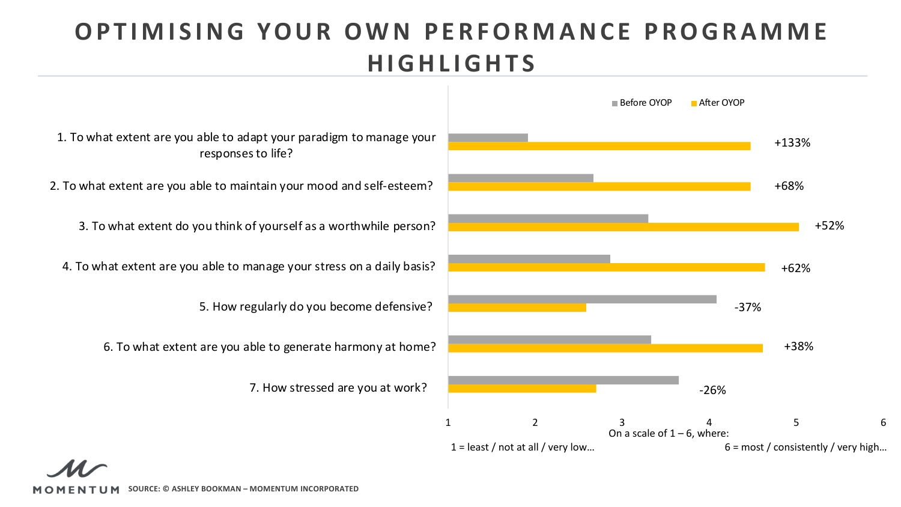# OPTIMISING YOUR OWN PERFORMANCE PROGRAMME HIGHLIGHTS

Before OYOP
After OYOP

1. To what extent are you able to adapt your paradigm to manage your responses to life?
+133%

2. To what extent are you able to maintain your mood and self-esteem?
+68%

3. To what extent do you think of yourself as a worthwhile person?
+52%

4. To what extent are you able to manage your stress on a daily basis?
+62%

5. How regularly do you become defensive?
-37%

6. To what extent are you able to generate harmony at home?
+38%

7. How stressed are you at work?
-26%

1 2 3 4 5 6

On a scale of 1 – 6, where:

1 = least / not at all / very low…

6 = most / consistently / very high…

SOURCE: © ASHLEY BOOKMAN – MOMENTUM INCORPORATED